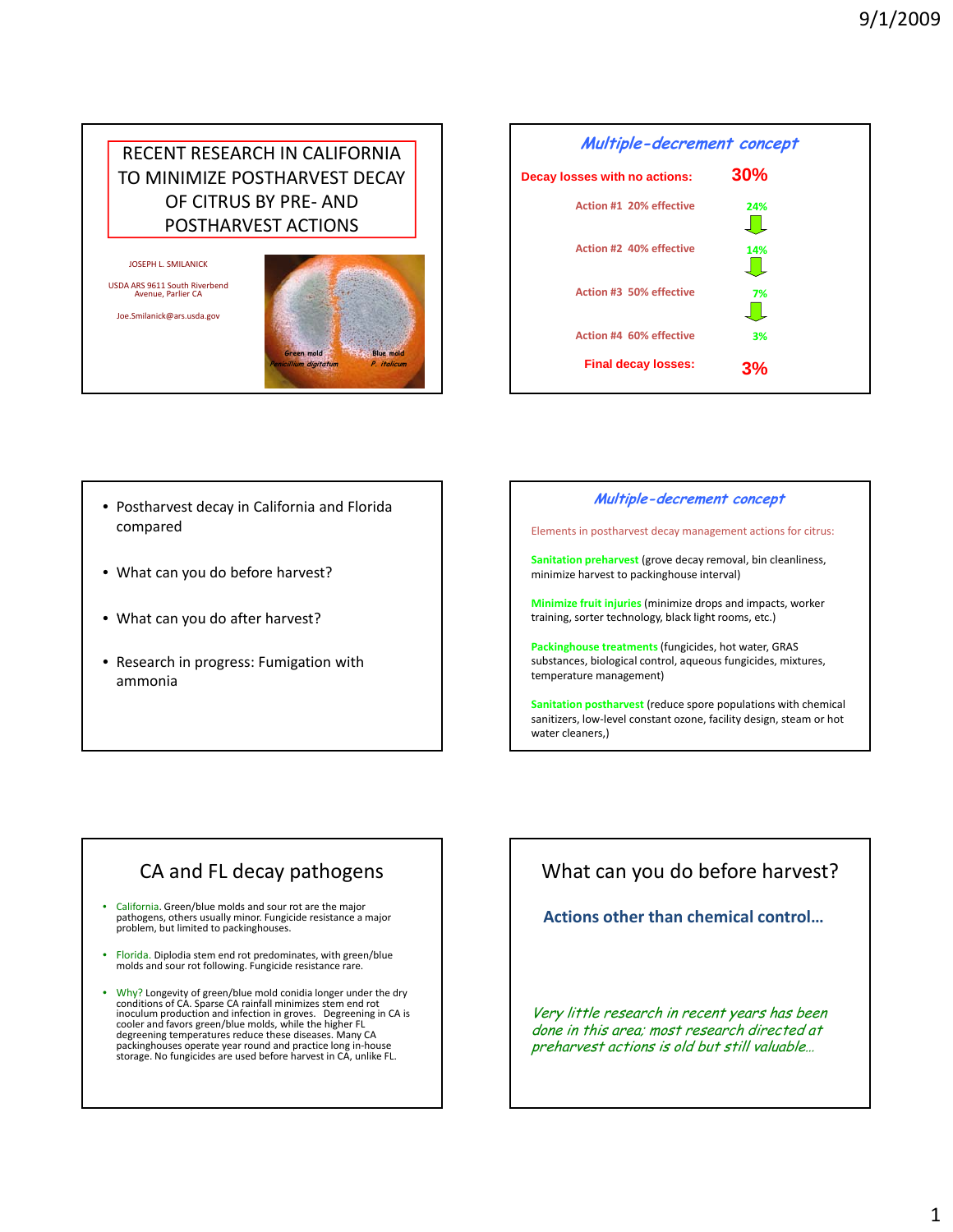# RECENT RESEARCH IN CALIFORNIA TO MINIMIZE POSTHARVEST DECAY OF CITRUS BY PRE- AND POSTHARVEST ACTIONS

JOSEPH L. SMILANICK

USDA ARS 9611 South Riverbend Avenue, Parlier CA

Joe.Smilanick@ars.usda.gov

Green mold *Penicillium digitatum*

Blue mold *P. italicum*

---

## *Multiple-decrement concept*

| | |
|---|---|
| **Decay losses with no actions:** | **30%** |
| Action #1 20% effective | 24% |
| Action #2 40% effective | 14% |
| Action #3 50% effective | 7% |
| Action #4 60% effective | 3% |
| **Final decay losses:** | **3%** |

---

- Postharvest decay in California and Florida compared
- What can you do before harvest?
- What can you do after harvest?
- Research in progress: Fumigation with ammonia

---

## *Multiple-decrement concept*

Elements in postharvest decay management actions for citrus:

**Sanitation preharvest** (grove decay removal, bin cleanliness, minimize harvest to packinghouse interval)

**Minimize fruit injuries** (minimize drops and impacts, worker training, sorter technology, black light rooms, etc.)

**Packinghouse treatments** (fungicides, hot water, GRAS substances, biological control, aqueous fungicides, mixtures, temperature management)

**Sanitation postharvest** (reduce spore populations with chemical sanitizers, low-level constant ozone, facility design, steam or hot water cleaners,)

---

## CA and FL decay pathogens

- California. Green/blue molds and sour rot are the major pathogens, others usually minor. Fungicide resistance a major problem, but limited to packinghouses.
- Florida. Diplodia stem end rot predominates, with green/blue molds and sour rot following. Fungicide resistance rare.
- Why? Longevity of green/blue mold conidia longer under the dry conditions of CA. Sparse CA rainfall minimizes stem end rot inoculum production and infection in groves. Degreening in CA is cooler and favors green/blue molds, while the higher FL degreening temperatures reduce these diseases. Many CA packinghouses operate year round and practice long in-house storage. No fungicides are used before harvest in CA, unlike FL.

---

## What can you do before harvest?

**Actions other than chemical control…**

*Very little research in recent years has been done in this area; most research directed at preharvest actions is old but still valuable…*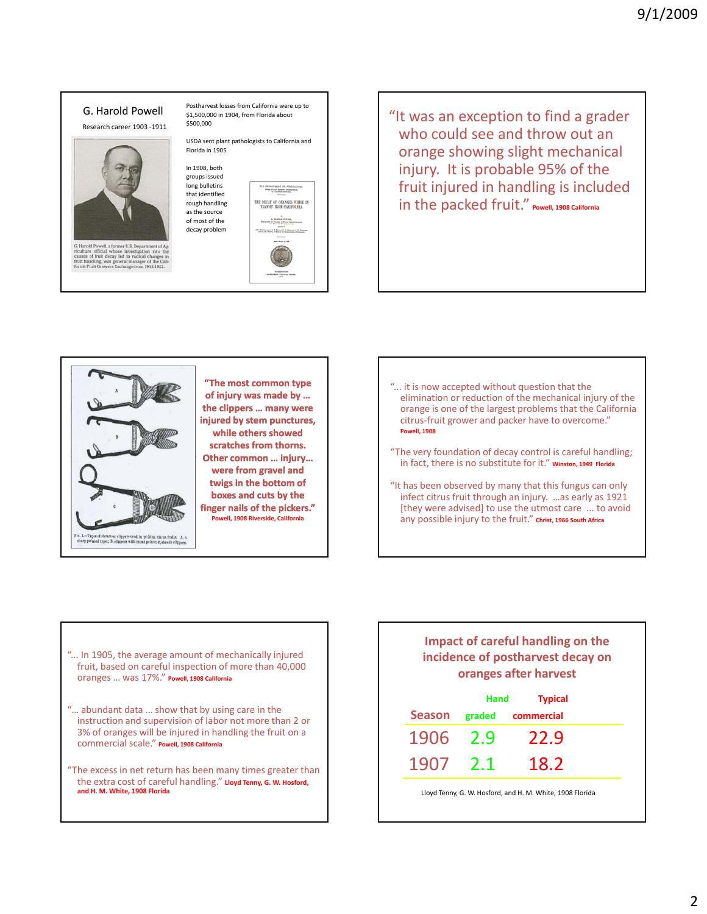## G. Harold Powell

Research career 1903 -1911

G Harold Powell, a former U.S. Department of Agriculture official whose investigation into the causes of fruit decay led to radical changes in fruit handling, was general manager of the California Fruit Growers Exchange from 1912-1922.

Postharvest losses from California were up to $1,500,000 in 1904, from Florida about $500,000

USDA sent plant pathologists to California and Florida in 1905

In 1908, both groups issued long bulletins that identified rough handling as the source of most of the decay problem

---

"It was an exception to find a grader who could see and throw out an orange showing slight mechanical injury. It is probable 95% of the fruit injured in handling is included in the packed fruit." **Powell, 1908 California**

---

Fig. 1.—Types of shears or clippers used in picking citrus fruits. A, A sharp-pointed type; B, clippers with blunt points; C, shears clippers.

**"The most common type of injury was made by … the clippers … many were injured by stem punctures, while others showed scratches from thorns. Other common … injury… were from gravel and twigs in the bottom of boxes and cuts by the finger nails of the pickers."** **Powell, 1908 Riverside, California**

---

"… it is now accepted without question that the elimination or reduction of the mechanical injury of the orange is one of the largest problems that the California citrus-fruit grower and packer have to overcome." **Powell, 1908**

"The very foundation of decay control is careful handling; in fact, there is no substitute for it." **Winston, 1949 Florida**

"It has been observed by many that this fungus can only infect citrus fruit through an injury. …as early as 1921 [they were advised] to use the utmost care … to avoid any possible injury to the fruit." **Christ, 1966 South Africa**

---

"… In 1905, the average amount of mechanically injured fruit, based on careful inspection of more than 40,000 oranges … was 17%." **Powell, 1908 California**

"… abundant data … show that by using care in the instruction and supervision of labor not more than 2 or 3% of oranges will be injured in handling the fruit on a commercial scale." **Powell, 1908 California**

"The excess in net return has been many times greater than the extra cost of careful handling." **Lloyd Tenny, G. W. Hosford, and H. M. White, 1908 Florida**

---

### Impact of careful handling on the incidence of postharvest decay on oranges after harvest

| Season | Hand graded | Typical commercial |
|---|---|---|
| 1906 | 2.9 | 22.9 |
| 1907 | 2.1 | 18.2 |

Lloyd Tenny, G. W. Hosford, and H. M. White, 1908 Florida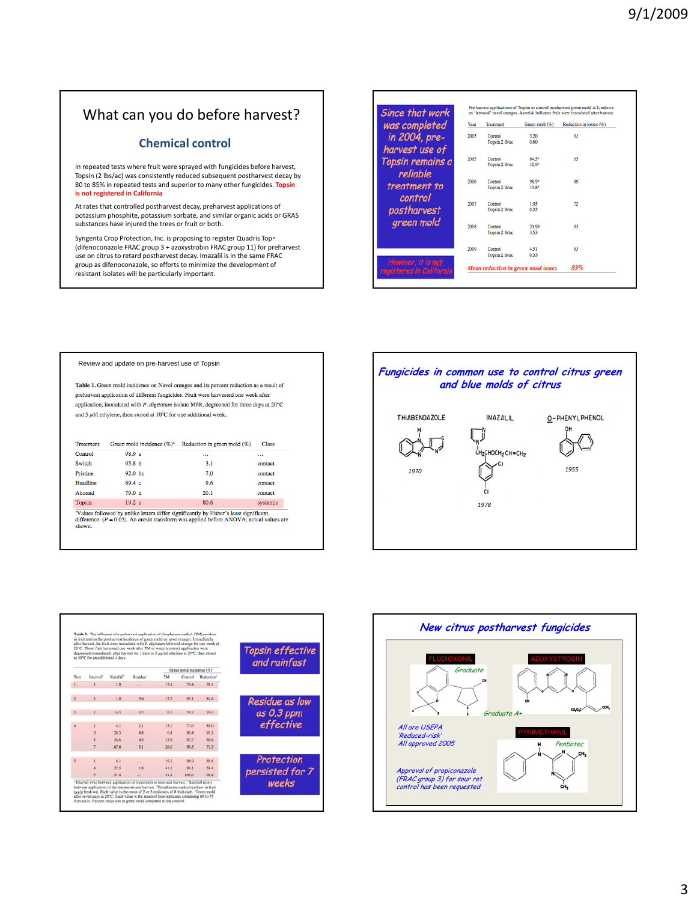# What can you do before harvest?

## Chemical control

In repeated tests where fruit were sprayed with fungicides before harvest, Topsin (2 lbs/ac) was consistently reduced subsequent postharvest decay by 80 to 85% in repeated tests and superior to many other fungicides. **Topsin is not registered in California**

At rates that controlled postharvest decay, preharvest applications of potassium phosphite, potassium sorbate, and similar organic acids or GRAS substances have injured the trees or fruit or both.

Syngenta Crop Protection, Inc. is proposing to register Quadris Top (difenoconazole FRAC group 3 + azoxystrobin FRAC group 11) for preharvest use on citrus to retard postharvest decay. Imazalil is in the same FRAC group as difenoconazole, so efforts to minimize the development of resistant isolates will be particularly important.

---

*Since that work was completed in 2004, pre-harvest use of Topsin remains a reliable treatment to control postharvest green mold*

*However, it is not registered in California*

Pre-harvest applications of Topsin to control postharvest green mold at Lindcove on 'Atwood' navel oranges. Asterisk indicates fruit were inoculated after harvest.

| Year | Treatment | Green mold (%) | Reduction in losses (%) |
|---|---|---|---|
| 2005 | Control | 3.20 | 81 |
| | Topsin 2 lb/ac | 0.60 | |
| 2005 | Control | 64.5* | 85 |
| | Topsin 2 lb/ac | 12.9* | |
| 2006 | Control | 98.9* | 86 |
| | Topsin 2 lb/ac | 13.8* | |
| 2007 | Control | 1.95 | 72 |
| | Topsin 2 lb/ac | 0.55 | |
| 2008 | Control | 20.99 | 83 |
| | Topsin 2 lb/ac | 3.53 | |
| 2009 | Control | 4.51 | 93 |
| | Topsin 2 lb/ac | 0.33 | |
| *Mean reduction in green mold losses* | | | *83%* |

---

Review and update on pre-harvest use of Topsin

**Table 1.** Green mold incidence on Navel oranges and its percent reduction as a result of preharvest application of different fungicides. Fruit were harvested one week after application, inoculated with *P. digitatum* isolate M6R, degreened for three days at 20°C and 5 µl/l ethylene, then stored at 10°C for one additional week.

| Treatment | Green mold incidence (%)[a] | Reduction in green mold (%) | Class |
|---|---|---|---|
| Control | 98.9 a | ... | ... |
| Switch | 95.8 b | 3.1 | contact |
| Pristine | 92.0 bc | 7.0 | contact |
| Headline | 89.4 c | 9.6 | contact |
| Abound | 79.0 d | 20.1 | contact |
| Topsin | 19.2 e | 80.6 | systemic |

[a]Values followed by unlike letters differ significantly by Fisher's least significant difference ($P = 0.05$). An arcsin transform was applied before ANOVA; actual values are shown.

---

## *Fungicides in common use to control citrus green and blue molds of citrus*

- THIABENDAZOLE — 1970
- IMAZALIL — 1978
- O-PHENYLPHENOL — 1955

---

**Table 3.** The influence of a preharvest application of thiophanate methyl (TM) residues in fruit and on the postharvest incidence of green mold on navel oranges. Immediately after harvest, the fruit were inoculated with *P. digitatum* followed storage for one week at 20°C. Those fruit harvested one week after TM or water (control) application were degreened immediately after harvest for 3 days in 5 µl/l ethylene at 20°C, then stored at 20°C for an additional 4 days.

| Test | Interval[x] | Rainfall[y] | Residue[z] | Green mold incidence (%) TM | Control | Reduction |
|---|---|---|---|---|---|---|
| 1 | 1 | 1.0 | ... | 17.4 | 79.4 | 78.1 |
| 2 | 1 | 1.0 | 3.6 | 17.5 | 95.1 | 81.6 |
| 3 | 1 | 16.5 | 0.3 | 0.3 | 96.9 | 99.0 |
| 4 | 1 | 4.1 | 2.1 | 13.1 | 77.0 | 83.0 |
| | 3 | 28.5 | 4.8 | 6.8 | 80.4 | 91.5 |
| | 5 | 36.6 | 4.3 | 17.0 | 87.7 | 80.6 |
| | 7 | 67.6 | 5.1 | 26.0 | 90.5 | 71.3 |
| 5 | 1 | 6.1 | ... | 19.2 | 98.9 | 80.6 |
| | 4 | 27.5 | 1.8 | 41.2 | 99.1 | 58.4 |
| | 7 | 31.6 | ... | 31.8 | 100.0 | 68.2 |

[x]Interval (wk) between application of treatments to trees and harvest. [y]Rainfall (mm) between application of the treatments and harvest. [z]Thiophanate methyl residues in fruit (µg/g fresh wt). Each value is the mean of 2 or 3 replicates of 8 fruit each. Green mold after seven days at 20°C. Each value is the mean of four replicates containing 60 to 75 fruit each. Percent reduction in green mold compared to the control.

*Topsin effective and rainfast*

*Residue as low as 0.3 ppm effective*

*Protection persisted for 7 weeks*

---

## *New citrus postharvest fungicides*

- FLUDIOXONIL — *Graduate*
- AZOXYSTROBIN — *Graduate A+*
- PYRIMETHANIL — *Penbotec*

*All are USEPA 'Reduced-risk'*
*All approved 2005*

*Approval of propiconazole (FRAC group 3) for sour rot control has been requested*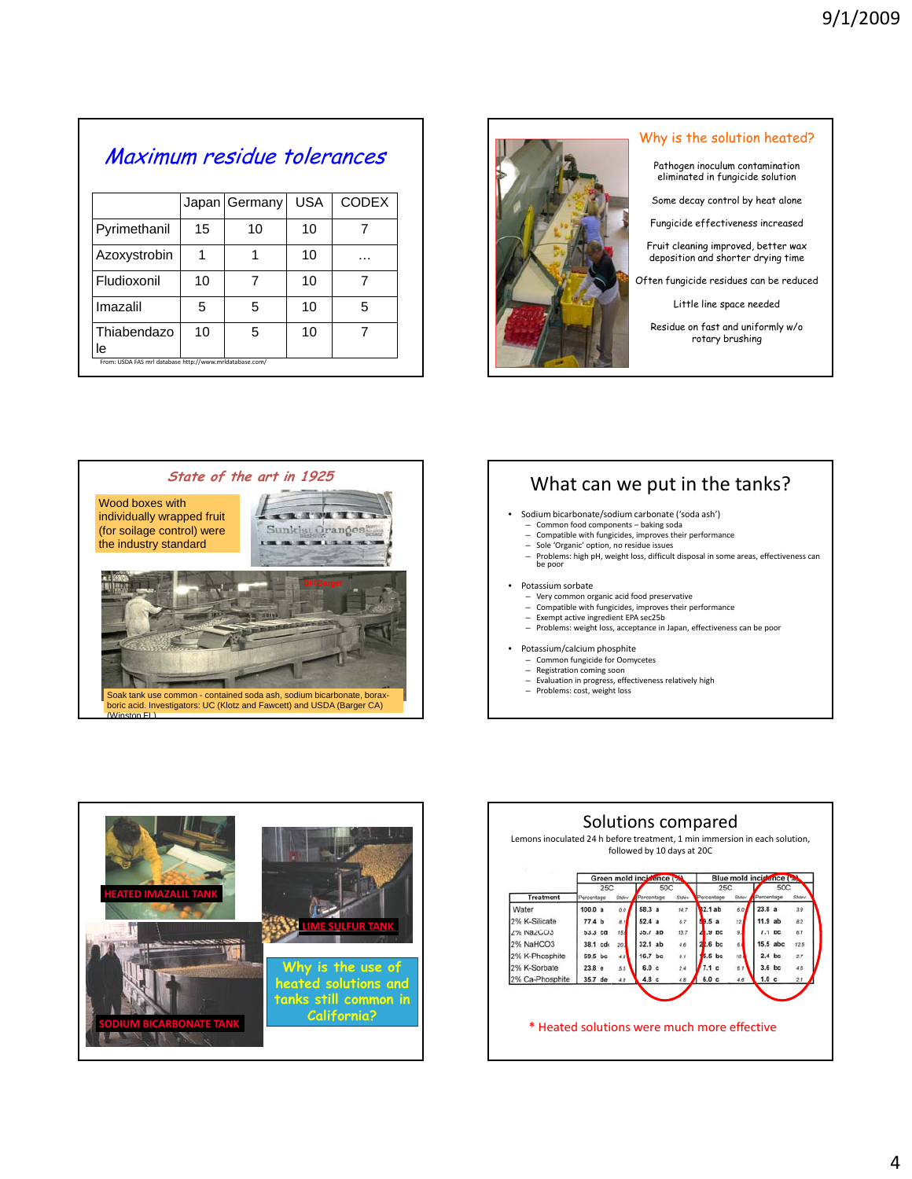## Maximum residue tolerances

| | Japan | Germany | USA | CODEX |
|---|---|---|---|---|
| Pyrimethanil | 15 | 10 | 10 | 7 |
| Azoxystrobin | 1 | 1 | 10 | … |
| Fludioxonil | 10 | 7 | 10 | 7 |
| Imazalil | 5 | 5 | 10 | 5 |
| Thiabendazole | 10 | 5 | 10 | 7 |

From: USDA FAS mrl database http://www.mrldatabase.com/

## Why is the solution heated?

Pathogen inoculum contamination eliminated in fungicide solution

Some decay control by heat alone

Fungicide effectiveness increased

Fruit cleaning improved, better wax deposition and shorter drying time

Often fungicide residues can be reduced

Little line space needed

Residue on fast and uniformly w/o rotary brushing

## State of the art in 1925

Wood boxes with individually wrapped fruit (for soilage control) were the industry standard

Soak tank use common - contained soda ash, sodium bicarbonate, borax-boric acid. Investigators: UC (Klotz and Fawcett) and USDA (Barger CA) (Winston FL)

## What can we put in the tanks?

- Sodium bicarbonate/sodium carbonate ('soda ash')
  - Common food components – baking soda
  - Compatible with fungicides, improves their performance
  - Sole 'Organic' option, no residue issues
  - Problems: high pH, weight loss, difficult disposal in some areas, effectiveness can be poor
- Potassium sorbate
  - Very common organic acid food preservative
  - Compatible with fungicides, improves their performance
  - Exempt active ingredient EPA sec25b
  - Problems: weight loss, acceptance in Japan, effectiveness can be poor
- Potassium/calcium phosphite
  - Common fungicide for Oomycetes
  - Registration coming soon
  - Evaluation in progress, effectiveness relatively high
  - Problems: cost, weight loss

HEATED IMAZALIL TANK

LIME SULFUR TANK

SODIUM BICARBONATE TANK

Why is the use of heated solutions and tanks still common in California?

## Solutions compared

Lemons inoculated 24 h before treatment, 1 min immersion in each solution, followed by 10 days at 20C

| Treatment | Green mold incidence (%) 25C Percentage | Stdev | 50C Percentage | Stdev | Blue mold incidence (%) 25C Percentage | Stdev | 50C Percentage | Stdev |
|---|---|---|---|---|---|---|---|---|
| Water | 100.0 a | 0.0 | 58.3 a | 14.7 | 92.1 ab | 6.0 | 23.8 a | 3.9 |
| 2% K-Silicate | 77.4 b | 8.1 | 52.4 a | 6.7 | 89.5 a | 12. | 11.9 ab | 8.2 |
| 2% Na2CO3 | 53.3 cd | 15. | 35.7 ab | 13.7 | 24.9 bc | 9. | 7.1 bc | 6.1 |
| 2% NaHCO3 | 38.1 cd | 20. | 32.1 ab | 4.6 | 26.6 bc | 6. | 15.5 abc | 12.5 |
| 2% K-Phosphite | 59.5 bc | 4. | 16.7 bc | 9.1 | 15.6 bc | 10. | 2.4 bc | 2.7 |
| 2% K-Sorbate | 23.8 e | 5. | 6.0 c | 2.4 | 7.1 c | 5.1 | 3.6 bc | 4.5 |
| 2% Ca-Phosphite | 35.7 de | 4. | 4.8 c | 4.8 | 6.0 c | 4.6 | 1.0 c | 2.1 |

\* Heated solutions were much more effective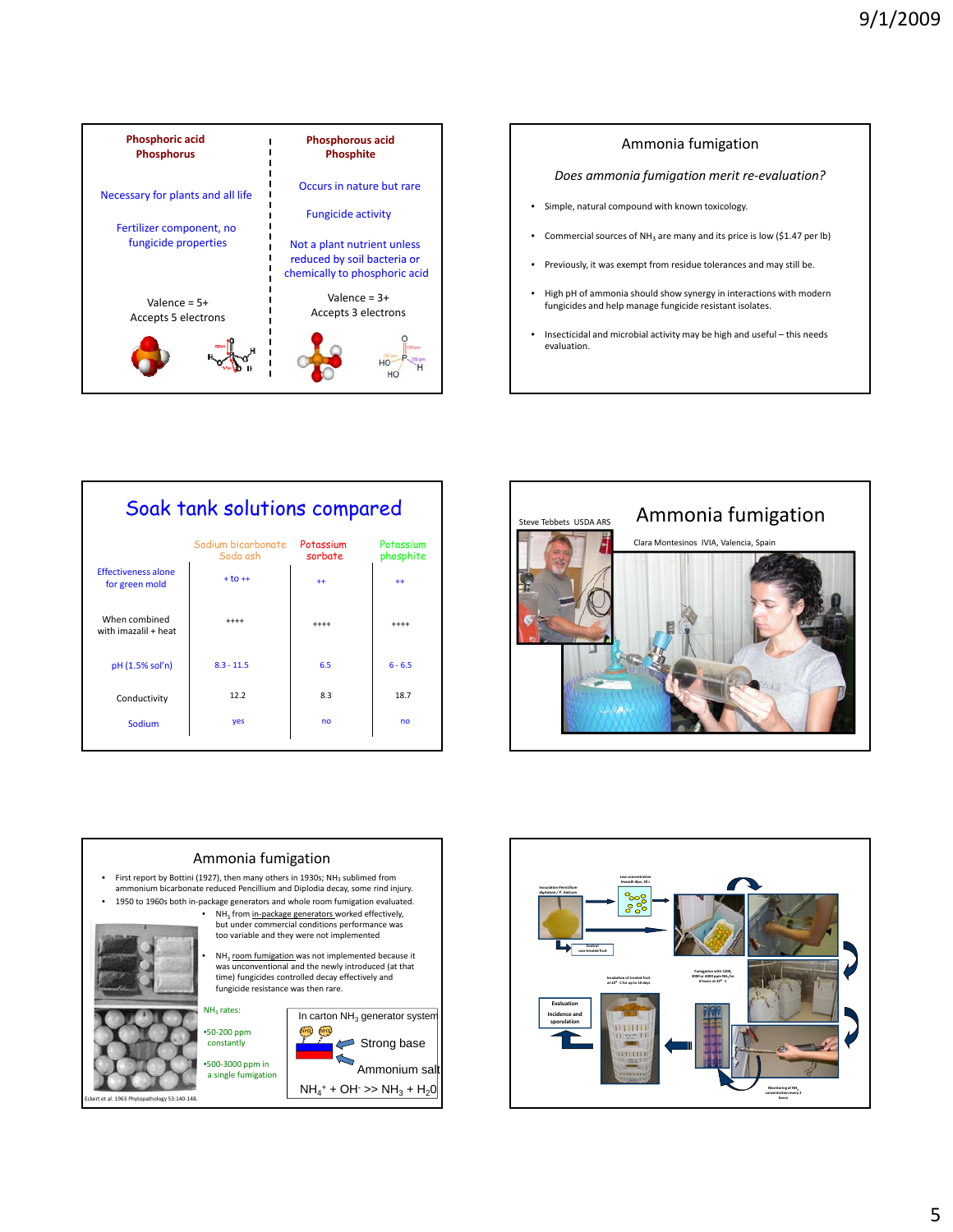## Phosphoric acid / Phosphorus | Phosphorous acid / Phosphite

| Phosphoric acid Phosphorus | Phosphorous acid Phosphite |
|---|---|
| Necessary for plants and all life | Occurs in nature but rare |
| Fertilizer component, no fungicide properties | Fungicide activity |
| | Not a plant nutrient unless reduced by soil bacteria or chemically to phosphoric acid |
| Valence = 5+ Accepts 5 electrons | Valence = 3+ Accepts 3 electrons |

## Ammonia fumigation

*Does ammonia fumigation merit re-evaluation?*

- Simple, natural compound with known toxicology.
- Commercial sources of $NH_3$ are many and its price is low ($1.47 per lb)
- Previously, it was exempt from residue tolerances and may still be.
- High pH of ammonia should show synergy in interactions with modern fungicides and help manage fungicide resistant isolates.
- Insecticidal and microbial activity may be high and useful – this needs evaluation.

## Soak tank solutions compared

| | Sodium bicarbonate Soda ash | Potassium sorbate | Potassium phosphite |
|---|---|---|---|
| Effectiveness alone for green mold | + to ++ | ++ | ++ |
| When combined with imazalil + heat | ++++ | ++++ | ++++ |
| pH (1.5% sol'n) | 8.3 - 11.5 | 6.5 | 6 - 6.5 |
| Conductivity | 12.2 | 8.3 | 18.7 |
| Sodium | yes | no | no |

## Ammonia fumigation

Steve Tebbets USDA ARS

Clara Montesinos IVIA, Valencia, Spain

## Ammonia fumigation

- First report by Bottini (1927), then many others in 1930s; $NH_3$ sublimed from ammonium bicarbonate reduced Pencillium and Diplodia decay, some rind injury.
- 1950 to 1960s both in-package generators and whole room fumigation evaluated.
  - $NH_3$ from in-package generators worked effectively, but under commercial conditions performance was too variable and they were not implemented
  - $NH_3$ room fumigation was not implemented because it was unconventional and the newly introduced (at that time) fungicides controlled decay effectively and fungicide resistance was then rare.

$NH_3$ rates:

- 50-200 ppm constantly
- 500-3000 ppm in a single fumigation

In carton $NH_3$ generator system

Strong base

Ammonium salt

$NH_4^+ + OH^- >> NH_3 + H_2O$

Eckert et al. 1963 Phytopathology 53:140-148.

Inoculation Penicillium digitatum / P. italicum

Low concentration imazalil dips, 30 s

Control non-treated fruit

Fumigation with 1500, 3000 or 6000 ppm $NH_3$ for 6 hours at 23° C

Incubation of treated fruit at 22° C for up to 10 days

Evaluation

Incidence and sporulation

Monitoring of $NH_3$ concentration every 2 hours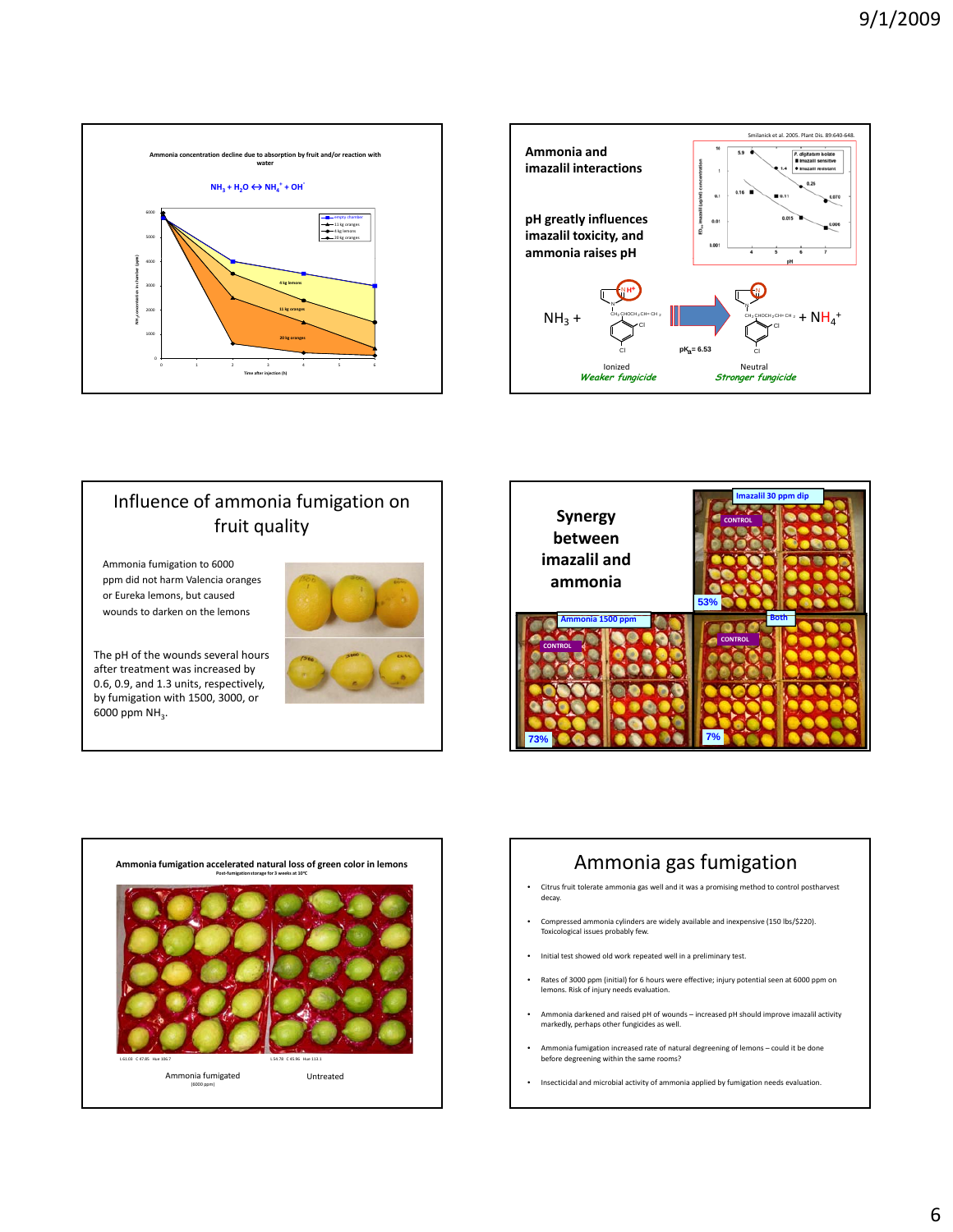## Ammonia concentration decline due to absorption by fruit and/or reaction with water

$NH_3 + H_2O \leftrightarrow NH_4^+ + OH^-$

empty chamber
11 kg oranges
4 kg lemons
20 kg oranges

4 kg lemons
11 kg oranges
20 kg oranges

$NH_3$ concentration in chamber (ppm)

Time after injection (h)

## Ammonia and imazalil interactions

pH greatly influences imazalil toxicity, and ammonia raises pH

Smilanick et al. 2005. Plant Dis. 89:640-648.

*P. digitatum* isolate
Imazalil sensitive
Imazalil resistant

5.9, 1.4, 0.21, 0.070, 0.16, 0.11, 0.015, 0.006

$ED_{50}$ imazalil (µg/ml) concentration

pH

$NH_3$ + → + $NH_4^+$

$pK_a$ = 6.53

Ionized
*Weaker fungicide*

Neutral
*Stronger fungicide*

## Influence of ammonia fumigation on fruit quality

Ammonia fumigation to 6000 ppm did not harm Valencia oranges or Eureka lemons, but caused wounds to darken on the lemons

The pH of the wounds several hours after treatment was increased by 0.6, 0.9, and 1.3 units, respectively, by fumigation with 1500, 3000, or 6000 ppm $NH_3$.

## Synergy between imazalil and ammonia

Imazalil 30 ppm dip
CONTROL
53%

Ammonia 1500 ppm
CONTROL
73%

Both
CONTROL
7%

## Ammonia fumigation accelerated natural loss of green color in lemons

Post-fumigation storage for 3 weeks at 10C

L 61.03 C 47.85 Hue 106.7

L 54.78 C 45.96 Hue 113.1

Ammonia fumigated (6000 ppm)

Untreated

## Ammonia gas fumigation

- Citrus fruit tolerate ammonia gas well and it was a promising method to control postharvest decay.
- Compressed ammonia cylinders are widely available and inexpensive (150 lbs/$220). Toxicological issues probably few.
- Initial test showed old work repeated well in a preliminary test.
- Rates of 3000 ppm (initial) for 6 hours were effective; injury potential seen at 6000 ppm on lemons. Risk of injury needs evaluation.
- Ammonia darkened and raised pH of wounds – increased pH should improve imazalil activity markedly, perhaps other fungicides as well.
- Ammonia fumigation increased rate of natural degreening of lemons – could it be done before degreening within the same rooms?
- Insecticidal and microbial activity of ammonia applied by fumigation needs evaluation.